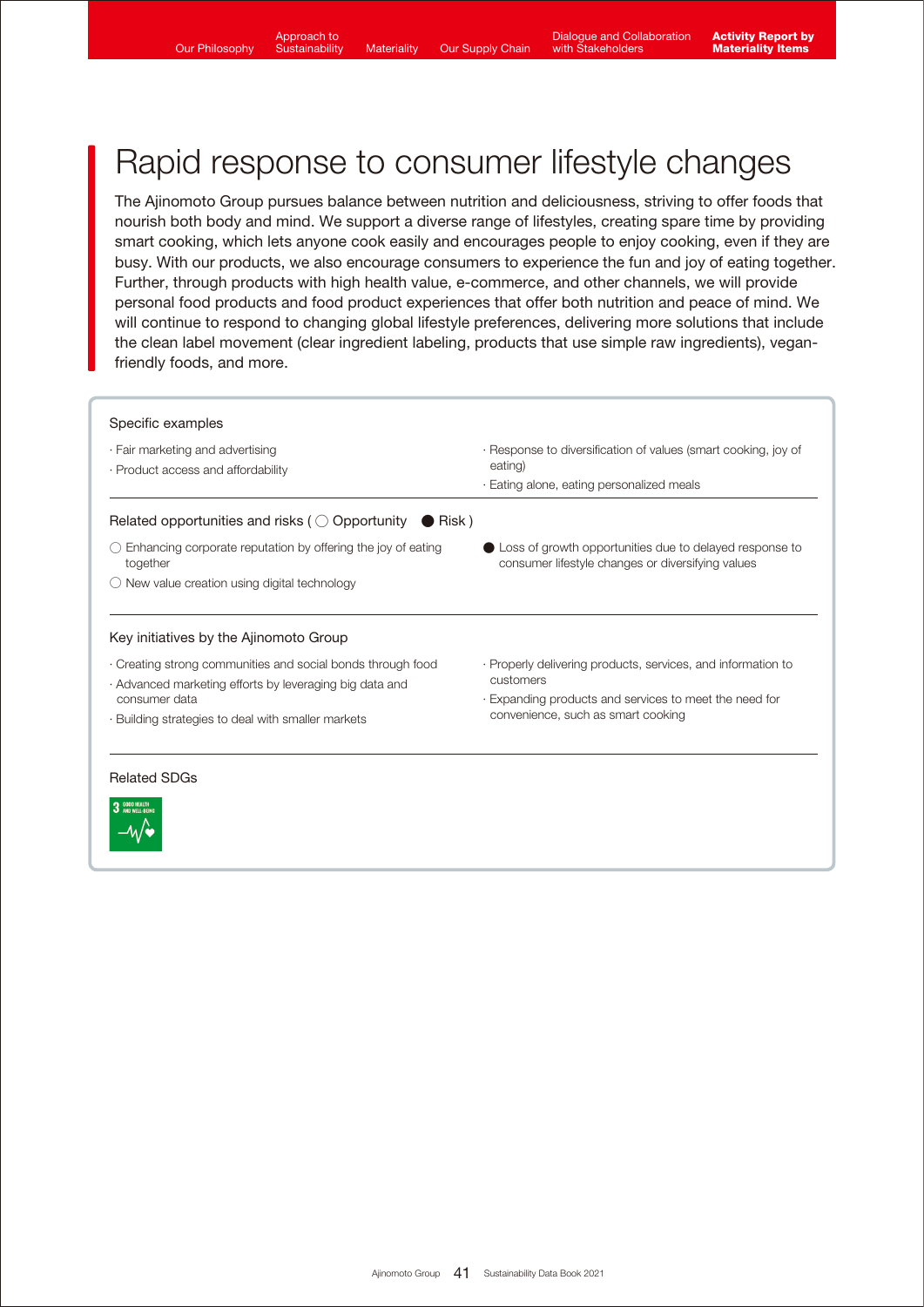# Rapid response to consumer lifestyle changes

The Ajinomoto Group pursues balance between nutrition and deliciousness, striving to offer foods that nourish both body and mind. We support a diverse range of lifestyles, creating spare time by providing smart cooking, which lets anyone cook easily and encourages people to enjoy cooking, even if they are busy. With our products, we also encourage consumers to experience the fun and joy of eating together. Further, through products with high health value, e-commerce, and other channels, we will provide personal food products and food product experiences that offer both nutrition and peace of mind. We will continue to respond to changing global lifestyle preferences, delivering more solutions that include the clean label movement (clear ingredient labeling, products that use simple raw ingredients), vegan-friendly foods, and more.

### Specific examples

- Fair marketing and advertising
- Product access and affordability
- Response to diversification of values (smart cooking, joy of eating)
- Eating alone, eating personalized meals

### Related opportunities and risks (○ Opportunity ● Risk)

- ○ Enhancing corporate reputation by offering the joy of eating together
- ○ New value creation using digital technology
- ● Loss of growth opportunities due to delayed response to consumer lifestyle changes or diversifying values

### Key initiatives by the Ajinomoto Group

- Creating strong communities and social bonds through food
- Advanced marketing efforts by leveraging big data and consumer data
- Building strategies to deal with smaller markets
- Properly delivering products, services, and information to customers
- Expanding products and services to meet the need for convenience, such as smart cooking

### Related SDGs

3 GOOD HEALTH AND WELL-BEING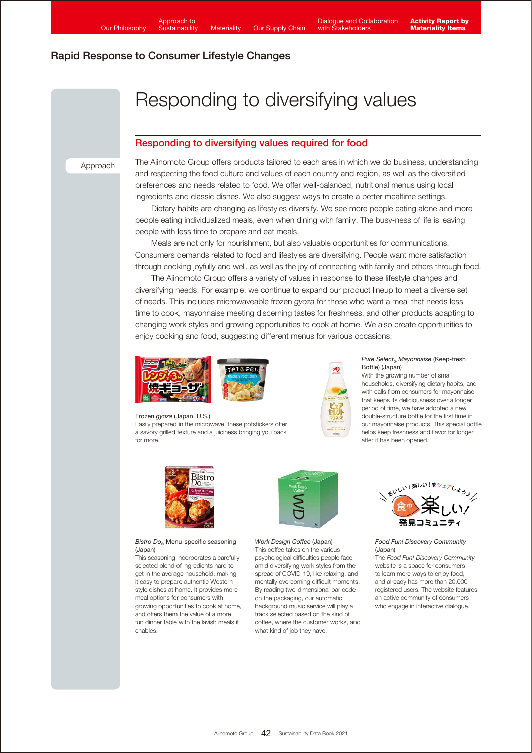## Rapid Response to Consumer Lifestyle Changes

# Responding to diversifying values

### Responding to diversifying values required for food

**Approach**

The Ajinomoto Group offers products tailored to each area in which we do business, understanding and respecting the food culture and values of each country and region, as well as the diversified preferences and needs related to food. We offer well-balanced, nutritional menus using local ingredients and classic dishes. We also suggest ways to create a better mealtime settings.

Dietary habits are changing as lifestyles diversify. We see more people eating alone and more people eating individualized meals, even when dining with family. The busy-ness of life is leaving people with less time to prepare and eat meals.

Meals are not only for nourishment, but also valuable opportunities for communications. Consumers demands related to food and lifestyles are diversifying. People want more satisfaction through cooking joyfully and well, as well as the joy of connecting with family and others through food.

The Ajinomoto Group offers a variety of values in response to these lifestyle changes and diversifying needs. For example, we continue to expand our product lineup to meet a diverse set of needs. This includes microwaveable frozen *gyoza* for those who want a meal that needs less time to cook, mayonnaise meeting discerning tastes for freshness, and other products adapting to changing work styles and growing opportunities to cook at home. We also create opportunities to enjoy cooking and food, suggesting different menus for various occasions.

Frozen *gyoza* (Japan, U.S.)
Easily prepared in the microwave, these potstickers offer a savory grilled texture and a juiciness bringing you back for more.

*Pure Select*® *Mayonnaise* (Keep-fresh Bottle) (Japan)
With the growing number of small households, diversifying dietary habits, and with calls from consumers for mayonnaise that keeps its deliciousness over a longer period of time, we have adopted a new double-structure bottle for the first time in our mayonnaise products. This special bottle helps keep freshness and flavor for longer after it has been opened.

*Bistro Do*® Menu-specific seasoning (Japan)
This seasoning incorporates a carefully selected blend of ingredients hard to get in the average household, making it easy to prepare authentic Western-style dishes at home. It provides more meal options for consumers with growing opportunities to cook at home, and offers them the value of a more fun dinner table with the lavish meals it enables.

*Work Design Coffee* (Japan)
This coffee takes on the various psychological difficulties people face amid diversifying work styles from the spread of COVID-19, like relaxing, and mentally overcoming difficult moments. By reading two-dimensional bar code on the packaging, our automatic background music service will play a track selected based on the kind of coffee, where the customer works, and what kind of job they have.

*Food Fun! Discovery Community* (Japan)
The *Food Fun! Discovery Community* website is a space for consumers to learn more ways to enjoy food, and already has more than 20,000 registered users. The website features an active community of consumers who engage in interactive dialogue.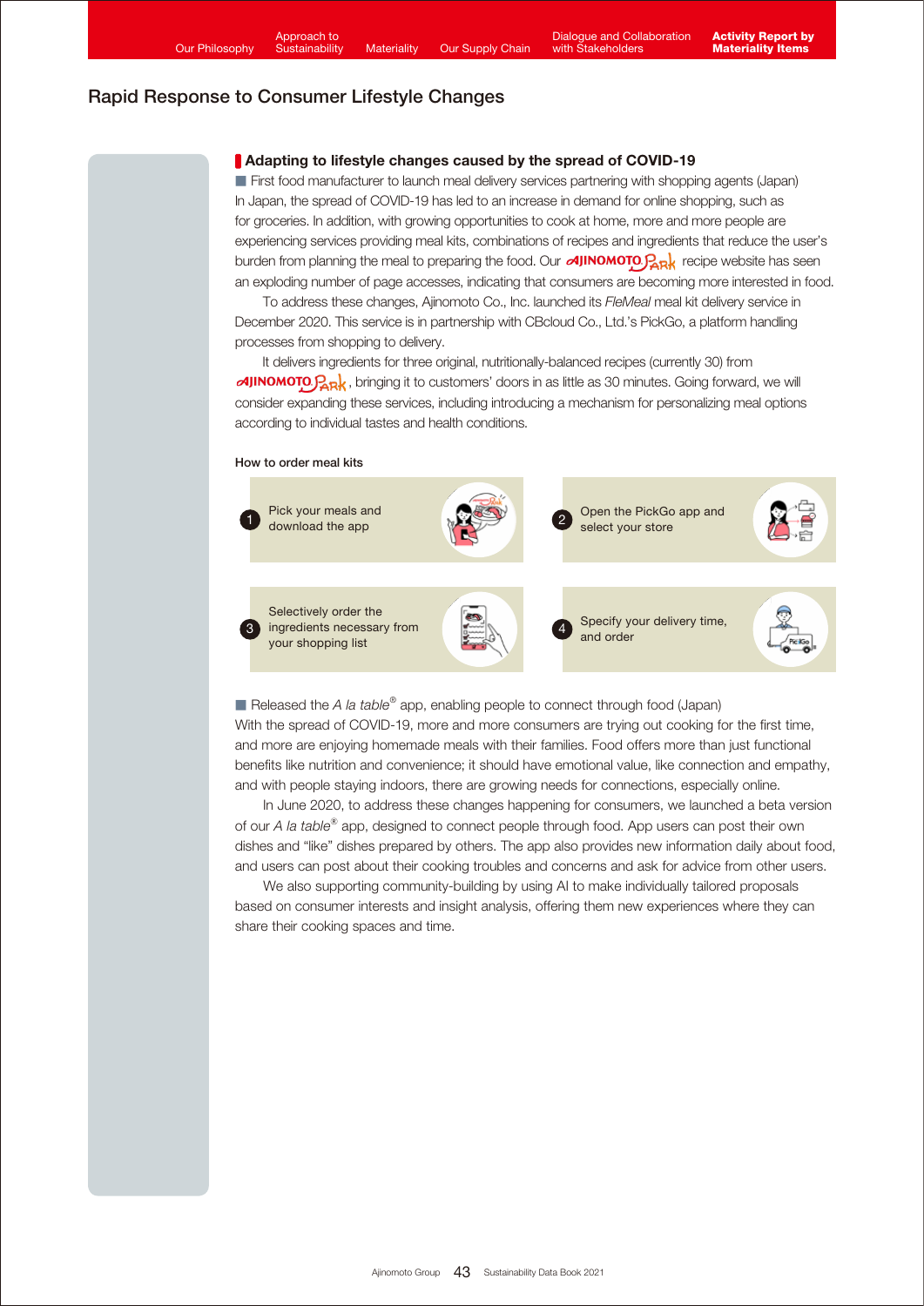## Rapid Response to Consumer Lifestyle Changes

### Adapting to lifestyle changes caused by the spread of COVID-19

**■ First food manufacturer to launch meal delivery services partnering with shopping agents (Japan)**

In Japan, the spread of COVID-19 has led to an increase in demand for online shopping, such as for groceries. In addition, with growing opportunities to cook at home, more and more people are experiencing services providing meal kits, combinations of recipes and ingredients that reduce the user's burden from planning the meal to preparing the food. Our AJINOMOTO PARK recipe website has seen an exploding number of page accesses, indicating that consumers are becoming more interested in food.

To address these changes, Ajinomoto Co., Inc. launched its *FleMeal* meal kit delivery service in December 2020. This service is in partnership with CBcloud Co., Ltd.'s PickGo, a platform handling processes from shopping to delivery.

It delivers ingredients for three original, nutritionally-balanced recipes (currently 30) from AJINOMOTO PARK, bringing it to customers' doors in as little as 30 minutes. Going forward, we will consider expanding these services, including introducing a mechanism for personalizing meal options according to individual tastes and health conditions.

**How to order meal kits**

1. Pick your meals and download the app
2. Open the PickGo app and select your store
3. Selectively order the ingredients necessary from your shopping list
4. Specify your delivery time, and order

**■ Released the *A la table*® app, enabling people to connect through food (Japan)**

With the spread of COVID-19, more and more consumers are trying out cooking for the first time, and more are enjoying homemade meals with their families. Food offers more than just functional benefits like nutrition and convenience; it should have emotional value, like connection and empathy, and with people staying indoors, there are growing needs for connections, especially online.

In June 2020, to address these changes happening for consumers, we launched a beta version of our *A la table*® app, designed to connect people through food. App users can post their own dishes and "like" dishes prepared by others. The app also provides new information daily about food, and users can post about their cooking troubles and concerns and ask for advice from other users.

We also supporting community-building by using AI to make individually tailored proposals based on consumer interests and insight analysis, offering them new experiences where they can share their cooking spaces and time.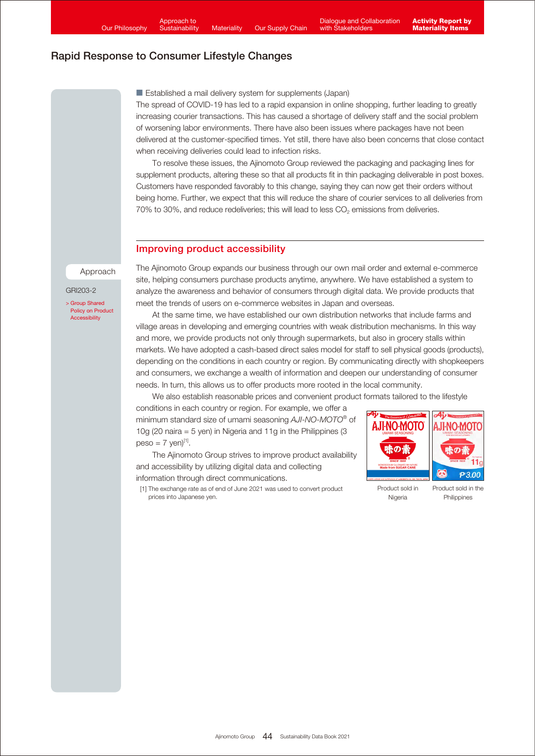## Rapid Response to Consumer Lifestyle Changes

■ Established a mail delivery system for supplements (Japan)

The spread of COVID-19 has led to a rapid expansion in online shopping, further leading to greatly increasing courier transactions. This has caused a shortage of delivery staff and the social problem of worsening labor environments. There have also been issues where packages have not been delivered at the customer-specified times. Yet still, there have also been concerns that close contact when receiving deliveries could lead to infection risks.

To resolve these issues, the Ajinomoto Group reviewed the packaging and packaging lines for supplement products, altering these so that all products fit in thin packaging deliverable in post boxes. Customers have responded favorably to this change, saying they can now get their orders without being home. Further, we expect that this will reduce the share of courier services to all deliveries from 70% to 30%, and reduce redeliveries; this will lead to less $CO_2$ emissions from deliveries.

### Improving product accessibility

Approach

GRI203-2

> Group Shared Policy on Product Accessibility

The Ajinomoto Group expands our business through our own mail order and external e-commerce site, helping consumers purchase products anytime, anywhere. We have established a system to analyze the awareness and behavior of consumers through digital data. We provide products that meet the trends of users on e-commerce websites in Japan and overseas.

At the same time, we have established our own distribution networks that include farms and village areas in developing and emerging countries with weak distribution mechanisms. In this way and more, we provide products not only through supermarkets, but also in grocery stalls within markets. We have adopted a cash-based direct sales model for staff to sell physical goods (products), depending on the conditions in each country or region. By communicating directly with shopkeepers and consumers, we exchange a wealth of information and deepen our understanding of consumer needs. In turn, this allows us to offer products more rooted in the local community.

We also establish reasonable prices and convenient product formats tailored to the lifestyle conditions in each country or region. For example, we offer a minimum standard size of umami seasoning *AJI-NO-MOTO®* of 10g (20 naira = 5 yen) in Nigeria and 11g in the Philippines (3 peso = 7 yen)[1].

The Ajinomoto Group strives to improve product availability and accessibility by utilizing digital data and collecting information through direct communications.

Product sold in Nigeria

Product sold in the Philippines

[1] The exchange rate as of end of June 2021 was used to convert product prices into Japanese yen.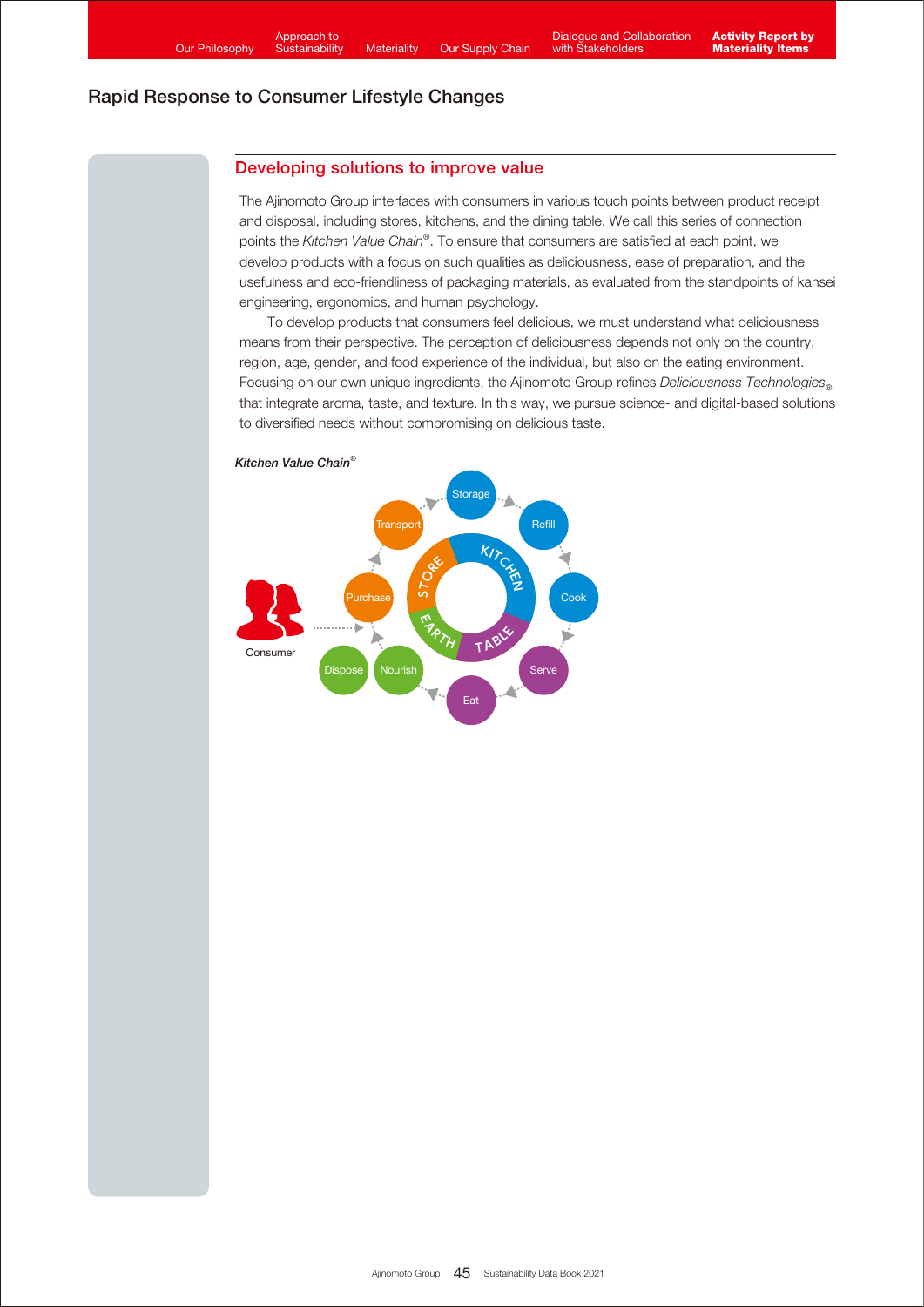# Rapid Response to Consumer Lifestyle Changes

## Developing solutions to improve value

The Ajinomoto Group interfaces with consumers in various touch points between product receipt and disposal, including stores, kitchens, and the dining table. We call this series of connection points the *Kitchen Value Chain*®. To ensure that consumers are satisfied at each point, we develop products with a focus on such qualities as deliciousness, ease of preparation, and the usefulness and eco-friendliness of packaging materials, as evaluated from the standpoints of kansei engineering, ergonomics, and human psychology.

To develop products that consumers feel delicious, we must understand what deliciousness means from their perspective. The perception of deliciousness depends not only on the country, region, age, gender, and food experience of the individual, but also on the eating environment. Focusing on our own unique ingredients, the Ajinomoto Group refines *Deliciousness Technologies*® that integrate aroma, taste, and texture. In this way, we pursue science- and digital-based solutions to diversified needs without compromising on delicious taste.

*Kitchen Value Chain*®

Consumer → Purchase → Transport → Storage → Refill → Cook → Serve → Eat → Nourish → Dispose

STORE / KITCHEN / TABLE / EARTH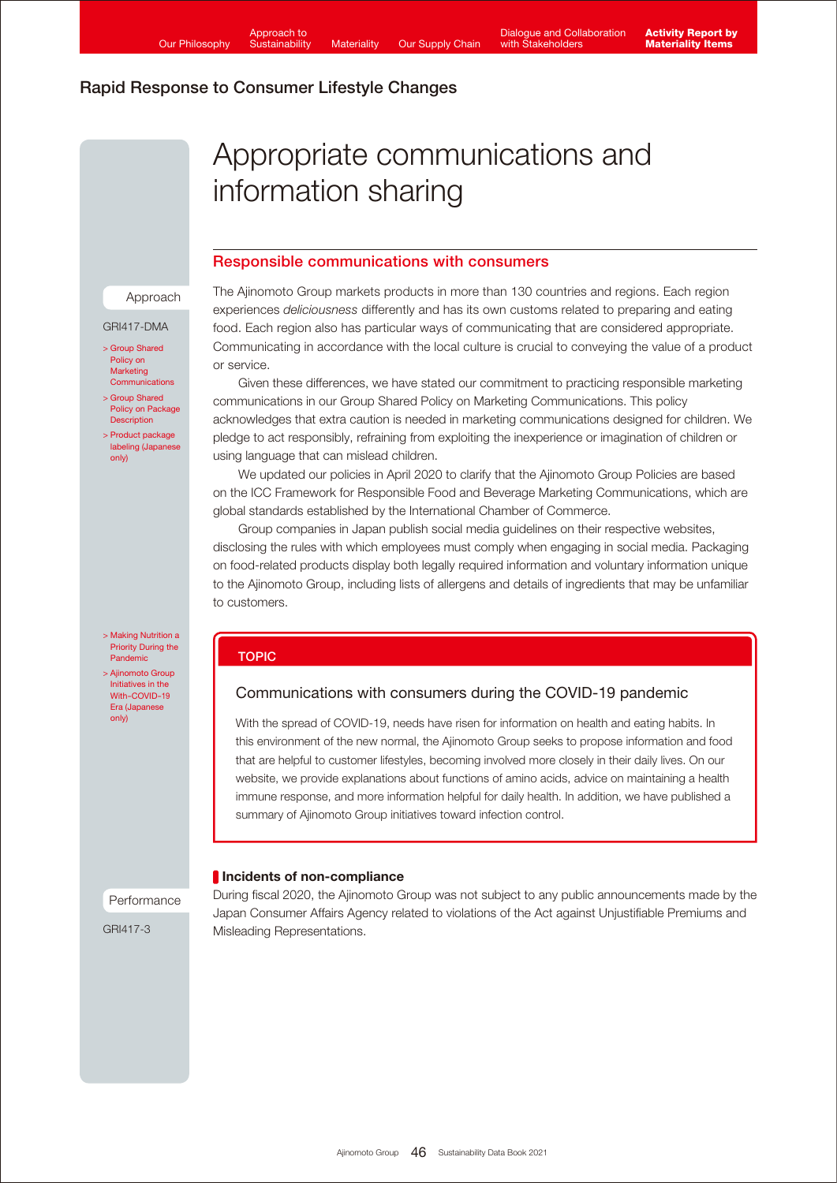Rapid Response to Consumer Lifestyle Changes

# Appropriate communications and information sharing

## Responsible communications with consumers

Approach

GRI417-DMA

- > Group Shared Policy on Marketing Communications
- > Group Shared Policy on Package Description
- > Product package labeling (Japanese only)

The Ajinomoto Group markets products in more than 130 countries and regions. Each region experiences *deliciousness* differently and has its own customs related to preparing and eating food. Each region also has particular ways of communicating that are considered appropriate. Communicating in accordance with the local culture is crucial to conveying the value of a product or service.

Given these differences, we have stated our commitment to practicing responsible marketing communications in our Group Shared Policy on Marketing Communications. This policy acknowledges that extra caution is needed in marketing communications designed for children. We pledge to act responsibly, refraining from exploiting the inexperience or imagination of children or using language that can mislead children.

We updated our policies in April 2020 to clarify that the Ajinomoto Group Policies are based on the ICC Framework for Responsible Food and Beverage Marketing Communications, which are global standards established by the International Chamber of Commerce.

Group companies in Japan publish social media guidelines on their respective websites, disclosing the rules with which employees must comply when engaging in social media. Packaging on food-related products display both legally required information and voluntary information unique to the Ajinomoto Group, including lists of allergens and details of ingredients that may be unfamiliar to customers.

- > Making Nutrition a Priority During the Pandemic
- > Ajinomoto Group Initiatives in the With-COVID-19 Era (Japanese only)

TOPIC

### Communications with consumers during the COVID-19 pandemic

With the spread of COVID-19, needs have risen for information on health and eating habits. In this environment of the new normal, the Ajinomoto Group seeks to propose information and food that are helpful to customer lifestyles, becoming involved more closely in their daily lives. On our website, we provide explanations about functions of amino acids, advice on maintaining a health immune response, and more information helpful for daily health. In addition, we have published a summary of Ajinomoto Group initiatives toward infection control.

### Incidents of non-compliance

Performance

GRI417-3

During fiscal 2020, the Ajinomoto Group was not subject to any public announcements made by the Japan Consumer Affairs Agency related to violations of the Act against Unjustifiable Premiums and Misleading Representations.